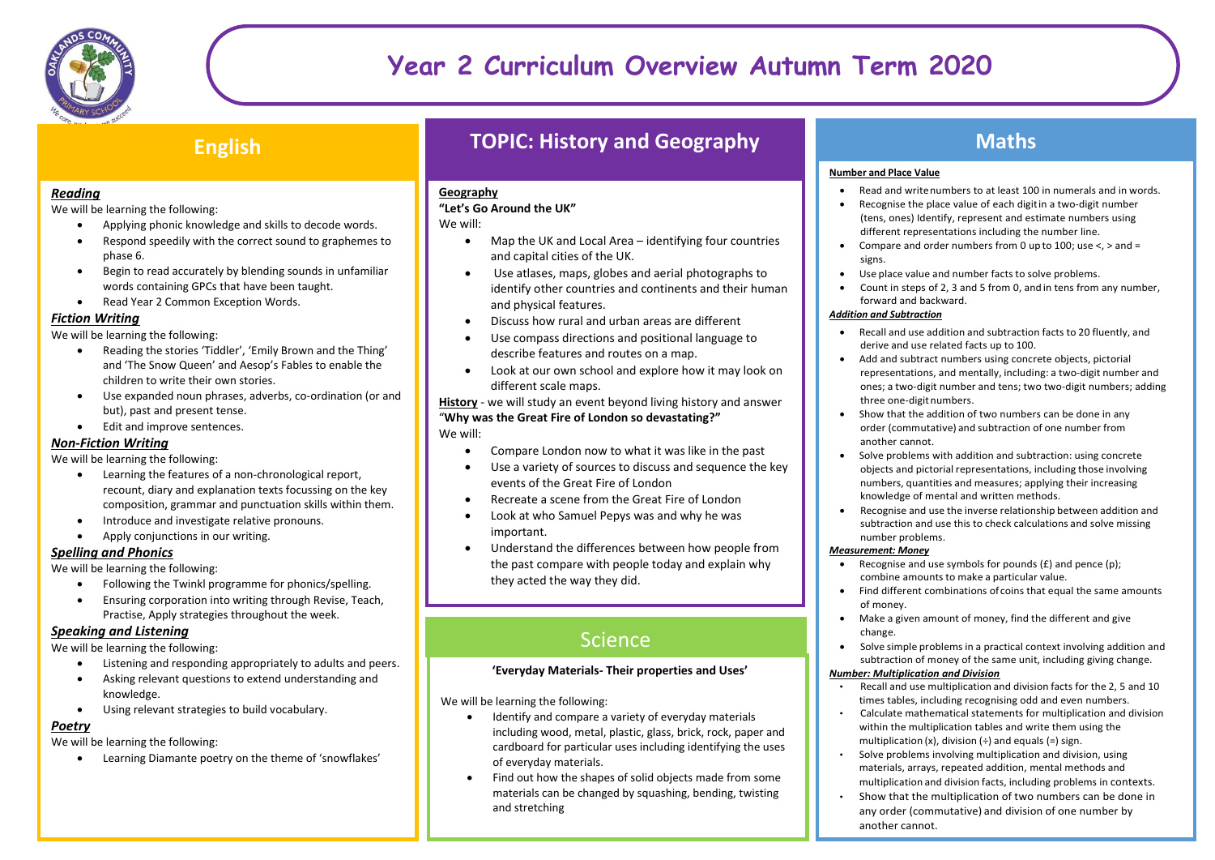# Year 2 Curriculum Overview Autumn Term 2020

## English

### *Reading*

We will be learning the following:

- Applying phonic knowledge and skills to decode words.
- Respond speedily with the correct sound to graphemes to phase 6.
- Begin to read accurately by blending sounds in unfamiliar words containing GPCs that have been taught.
- Read Year 2 Common Exception Words.

### *Fiction Writing*

We will be learning the following:

- Reading the stories 'Tiddler', 'Emily Brown and the Thing' and 'The Snow Queen' and Aesop's Fables to enable the children to write their own stories.
- Use expanded noun phrases, adverbs, co-ordination (or and but), past and present tense.
- Edit and improve sentences.

### *Non-Fiction Writing*

We will be learning the following:

- Learning the features of a non-chronological report, recount, diary and explanation texts focussing on the key composition, grammar and punctuation skills within them.
- Introduce and investigate relative pronouns.
- Apply conjunctions in our writing.

### *Spelling and Phonics*

We will be learning the following:

- Following the Twinkl programme for phonics/spelling.
- Ensuring corporation into writing through Revise, Teach, Practise, Apply strategies throughout the week.

### *Speaking and Listening*

We will be learning the following:

- Listening and responding appropriately to adults and peers.
- Asking relevant questions to extend understanding and knowledge.
- Using relevant strategies to build vocabulary.

### *Poetry*

We will be learning the following:

- Learning Diamante poetry on the theme of 'snowflakes'

## TOPIC: History and Geography

**Geography**

**"Let's Go Around the UK"**

We will:

- Map the UK and Local Area – identifying four countries and capital cities of the UK.
- Use atlases, maps, globes and aerial photographs to identify other countries and continents and their human and physical features.
- Discuss how rural and urban areas are different
- Use compass directions and positional language to describe features and routes on a map.
- Look at our own school and explore how it may look on different scale maps.

**History** - we will study an event beyond living history and answer "**Why was the Great Fire of London so devastating?"**

We will:

- Compare London now to what it was like in the past
- Use a variety of sources to discuss and sequence the key events of the Great Fire of London
- Recreate a scene from the Great Fire of London
- Look at who Samuel Pepys was and why he was important.
- Understand the differences between how people from the past compare with people today and explain why they acted the way they did.

## Science

**'Everyday Materials- Their properties and Uses'**

We will be learning the following:

- Identify and compare a variety of everyday materials including wood, metal, plastic, glass, brick, rock, paper and cardboard for particular uses including identifying the uses of everyday materials.
- Find out how the shapes of solid objects made from some materials can be changed by squashing, bending, twisting and stretching

## Maths

**Number and Place Value**

- Read and write numbers to at least 100 in numerals and in words.
- Recognise the place value of each digit in a two-digit number (tens, ones) Identify, represent and estimate numbers using different representations including the number line.
- Compare and order numbers from 0 up to 100; use <, > and = signs.
- Use place value and number facts to solve problems.
- Count in steps of 2, 3 and 5 from 0, and in tens from any number, forward and backward.

***Addition and Subtraction***

- Recall and use addition and subtraction facts to 20 fluently, and derive and use related facts up to 100.
- Add and subtract numbers using concrete objects, pictorial representations, and mentally, including: a two-digit number and ones; a two-digit number and tens; two two-digit numbers; adding three one-digit numbers.
- Show that the addition of two numbers can be done in any order (commutative) and subtraction of one number from another cannot.
- Solve problems with addition and subtraction: using concrete objects and pictorial representations, including those involving numbers, quantities and measures; applying their increasing knowledge of mental and written methods.
- Recognise and use the inverse relationship between addition and subtraction and use this to check calculations and solve missing number problems.

***Measurement: Money***

- Recognise and use symbols for pounds (£) and pence (p); combine amounts to make a particular value.
- Find different combinations of coins that equal the same amounts of money.
- Make a given amount of money, find the different and give change.
- Solve simple problems in a practical context involving addition and subtraction of money of the same unit, including giving change.

***Number: Multiplication and Division***

- Recall and use multiplication and division facts for the 2, 5 and 10 times tables, including recognising odd and even numbers.
- Calculate mathematical statements for multiplication and division within the multiplication tables and write them using the multiplication (x), division (÷) and equals (=) sign.
- Solve problems involving multiplication and division, using materials, arrays, repeated addition, mental methods and multiplication and division facts, including problems in contexts.
- Show that the multiplication of two numbers can be done in any order (commutative) and division of one number by another cannot.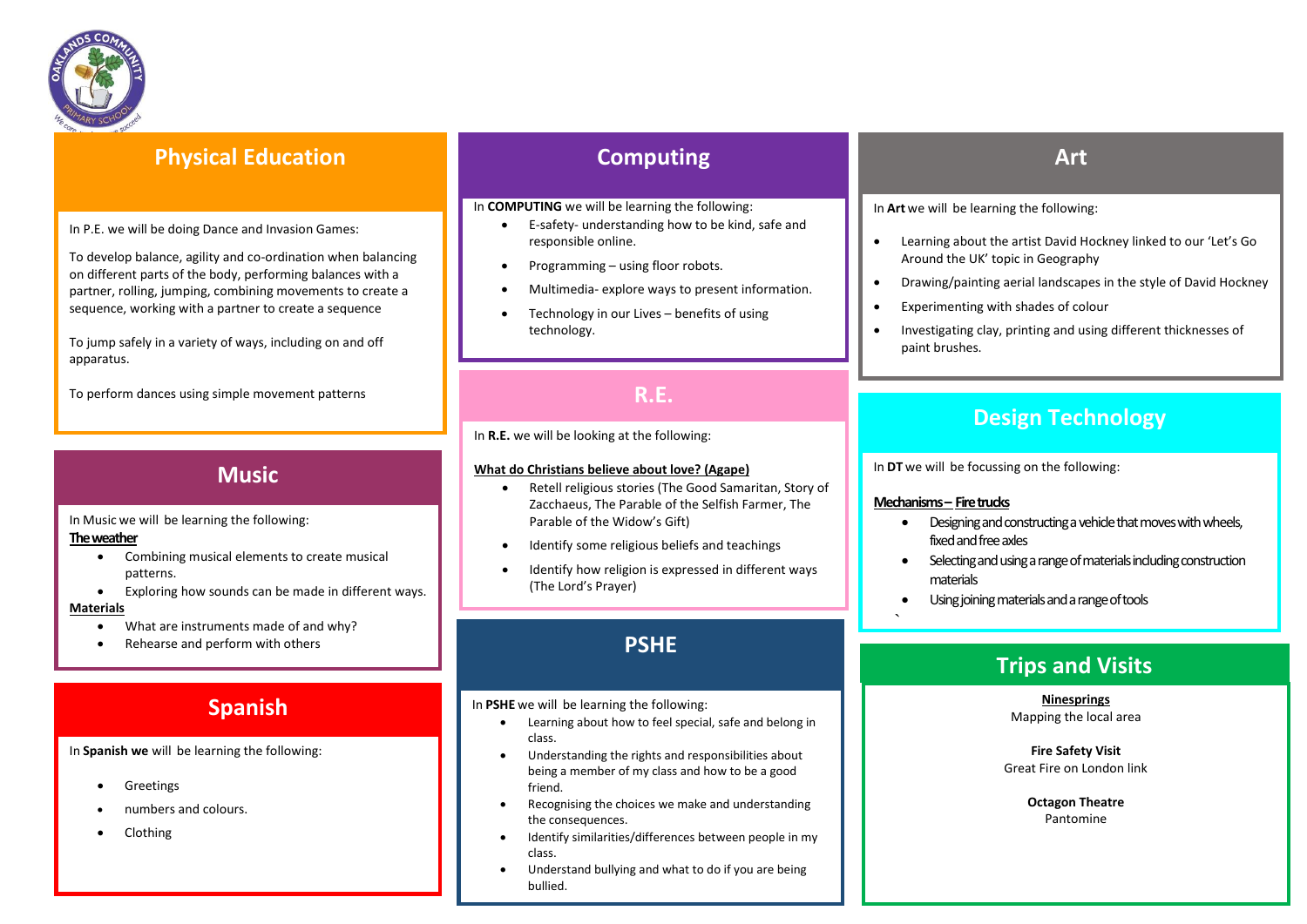## Physical Education

In P.E. we will be doing Dance and Invasion Games:

To develop balance, agility and co-ordination when balancing on different parts of the body, performing balances with a partner, rolling, jumping, combining movements to create a sequence, working with a partner to create a sequence

To jump safely in a variety of ways, including on and off apparatus.

To perform dances using simple movement patterns

## Music

In Music we will be learning the following:

**The weather**

- Combining musical elements to create musical patterns.
- Exploring how sounds can be made in different ways.

**Materials**

- What are instruments made of and why?
- Rehearse and perform with others

## Spanish

In **Spanish we** will be learning the following:

- Greetings
- numbers and colours.
- Clothing

## Computing

In **COMPUTING** we will be learning the following:

- E-safety- understanding how to be kind, safe and responsible online.
- Programming – using floor robots.
- Multimedia- explore ways to present information.
- Technology in our Lives – benefits of using technology.

## R.E.

In **R.E.** we will be looking at the following:

**What do Christians believe about love? (Agape)**

- Retell religious stories (The Good Samaritan, Story of Zacchaeus, The Parable of the Selfish Farmer, The Parable of the Widow's Gift)
- Identify some religious beliefs and teachings
- Identify how religion is expressed in different ways (The Lord's Prayer)

## PSHE

In **PSHE** we will be learning the following:

- Learning about how to feel special, safe and belong in class.
- Understanding the rights and responsibilities about being a member of my class and how to be a good friend.
- Recognising the choices we make and understanding the consequences.
- Identify similarities/differences between people in my class.
- Understand bullying and what to do if you are being bullied.

## Art

In **Art** we will be learning the following:

- Learning about the artist David Hockney linked to our 'Let's Go Around the UK' topic in Geography
- Drawing/painting aerial landscapes in the style of David Hockney
- Experimenting with shades of colour
- Investigating clay, printing and using different thicknesses of paint brushes.

## Design Technology

In **DT** we will be focussing on the following:

**Mechanisms – Fire trucks**

- Designing and constructing a vehicle that moves with wheels, fixed and free axles
- Selecting and using a range of materials including construction materials
- Using joining materials and a range of tools

## Trips and Visits

**Ninesprings**
Mapping the local area

**Fire Safety Visit**
Great Fire on London link

**Octagon Theatre**
Pantomine